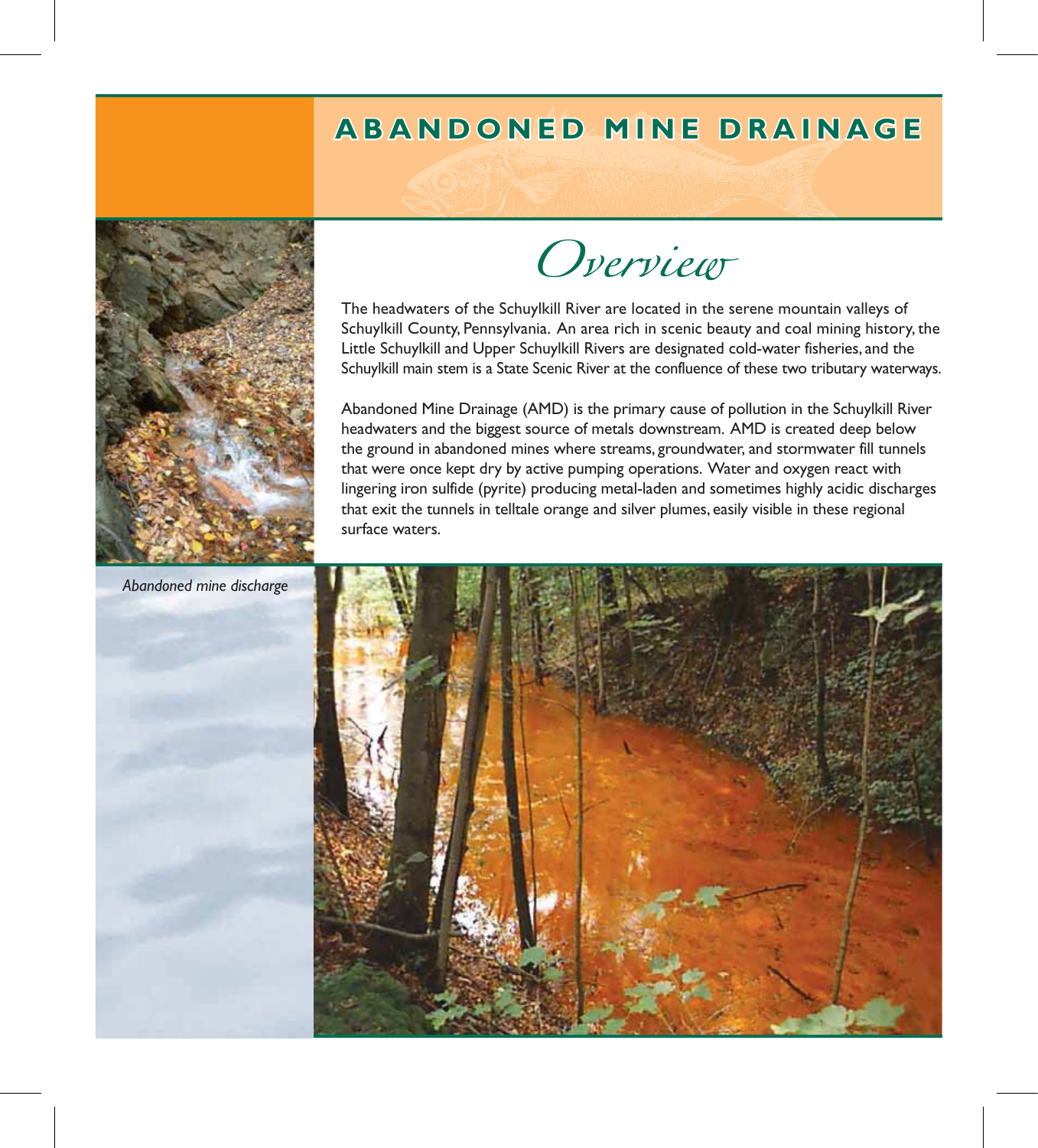# ABANDONED MINE DRAINAGE

## Overview

The headwaters of the Schuylkill River are located in the serene mountain valleys of Schuylkill County, Pennsylvania. An area rich in scenic beauty and coal mining history, the Little Schuylkill and Upper Schuylkill Rivers are designated cold-water fisheries, and the Schuylkill main stem is a State Scenic River at the confluence of these two tributary waterways.

Abandoned Mine Drainage (AMD) is the primary cause of pollution in the Schuylkill River headwaters and the biggest source of metals downstream. AMD is created deep below the ground in abandoned mines where streams, groundwater, and stormwater fill tunnels that were once kept dry by active pumping operations. Water and oxygen react with lingering iron sulfide (pyrite) producing metal-laden and sometimes highly acidic discharges that exit the tunnels in telltale orange and silver plumes, easily visible in these regional surface waters.

*Abandoned mine discharge*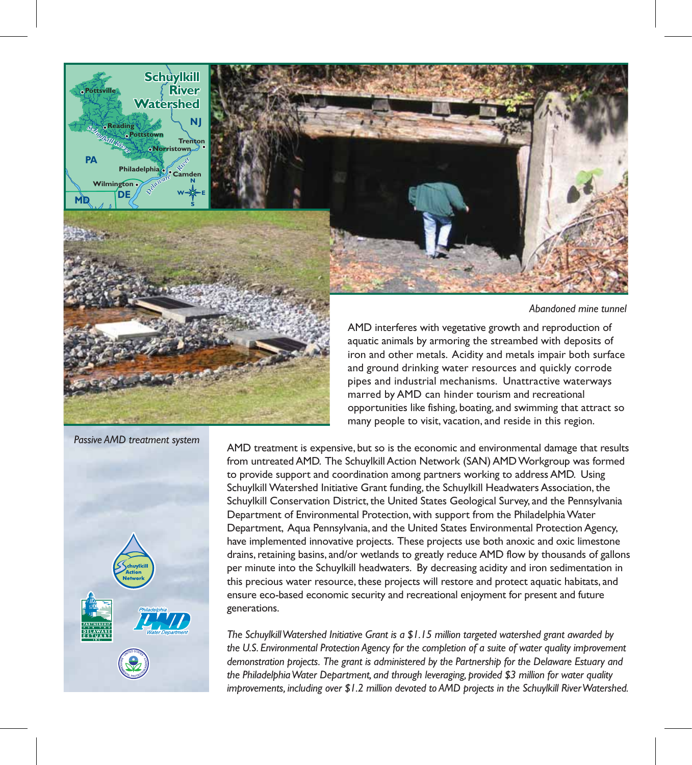Abandoned mine tunnel

AMD interferes with vegetative growth and reproduction of aquatic animals by armoring the streambed with deposits of iron and other metals. Acidity and metals impair both surface and ground drinking water resources and quickly corrode pipes and industrial mechanisms. Unattractive waterways marred by AMD can hinder tourism and recreational opportunities like fishing, boating, and swimming that attract so many people to visit, vacation, and reside in this region.

Passive AMD treatment system

AMD treatment is expensive, but so is the economic and environmental damage that results from untreated AMD. The Schuylkill Action Network (SAN) AMD Workgroup was formed to provide support and coordination among partners working to address AMD. Using Schuylkill Watershed Initiative Grant funding, the Schuylkill Headwaters Association, the Schuylkill Conservation District, the United States Geological Survey, and the Pennsylvania Department of Environmental Protection, with support from the Philadelphia Water Department, Aqua Pennsylvania, and the United States Environmental Protection Agency, have implemented innovative projects. These projects use both anoxic and oxic limestone drains, retaining basins, and/or wetlands to greatly reduce AMD flow by thousands of gallons per minute into the Schuylkill headwaters. By decreasing acidity and iron sedimentation in this precious water resource, these projects will restore and protect aquatic habitats, and ensure eco-based economic security and recreational enjoyment for present and future generations.

*The Schuylkill Watershed Initiative Grant is a $1.15 million targeted watershed grant awarded by the U.S. Environmental Protection Agency for the completion of a suite of water quality improvement demonstration projects. The grant is administered by the Partnership for the Delaware Estuary and the Philadelphia Water Department, and through leveraging, provided $3 million for water quality improvements, including over $1.2 million devoted to AMD projects in the Schuylkill River Watershed.*